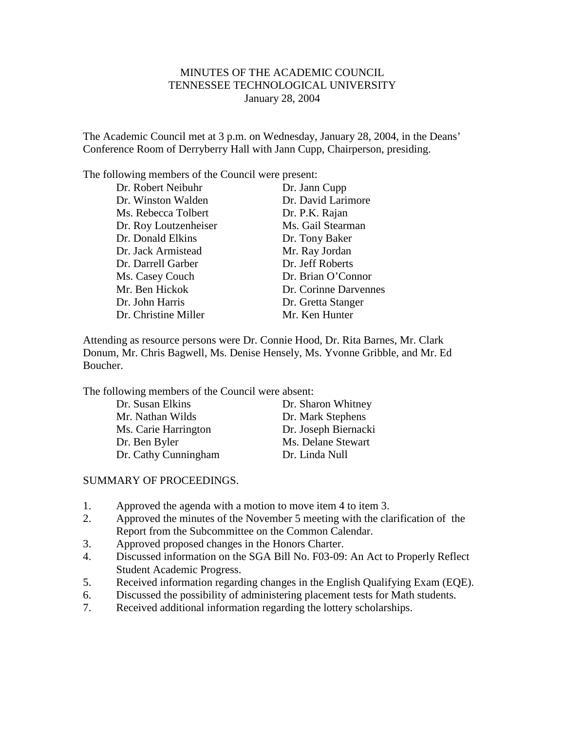# MINUTES OF THE ACADEMIC COUNCIL
## TENNESSEE TECHNOLOGICAL UNIVERSITY
### January 28, 2004

The Academic Council met at 3 p.m. on Wednesday, January 28, 2004, in the Deans' Conference Room of Derryberry Hall with Jann Cupp, Chairperson, presiding.

The following members of the Council were present:

- Dr. Robert Neibuhr
- Dr. Winston Walden
- Ms. Rebecca Tolbert
- Dr. Roy Loutzenheiser
- Dr. Donald Elkins
- Dr. Jack Armistead
- Dr. Darrell Garber
- Ms. Casey Couch
- Mr. Ben Hickok
- Dr. John Harris
- Dr. Christine Miller
- Dr. Jann Cupp
- Dr. David Larimore
- Dr. P.K. Rajan
- Ms. Gail Stearman
- Dr. Tony Baker
- Mr. Ray Jordan
- Dr. Jeff Roberts
- Dr. Brian O'Connor
- Dr. Corinne Darvennes
- Dr. Gretta Stanger
- Mr. Ken Hunter

Attending as resource persons were Dr. Connie Hood, Dr. Rita Barnes, Mr. Clark Donum, Mr. Chris Bagwell, Ms. Denise Hensely, Ms. Yvonne Gribble, and Mr. Ed Boucher.

The following members of the Council were absent:

- Dr. Susan Elkins
- Mr. Nathan Wilds
- Ms. Carie Harrington
- Dr. Ben Byler
- Dr. Cathy Cunningham
- Dr. Sharon Whitney
- Dr. Mark Stephens
- Dr. Joseph Biernacki
- Ms. Delane Stewart
- Dr. Linda Null

SUMMARY OF PROCEEDINGS.

1. Approved the agenda with a motion to move item 4 to item 3.
2. Approved the minutes of the November 5 meeting with the clarification of the Report from the Subcommittee on the Common Calendar.
3. Approved proposed changes in the Honors Charter.
4. Discussed information on the SGA Bill No. F03-09: An Act to Properly Reflect Student Academic Progress.
5. Received information regarding changes in the English Qualifying Exam (EQE).
6. Discussed the possibility of administering placement tests for Math students.
7. Received additional information regarding the lottery scholarships.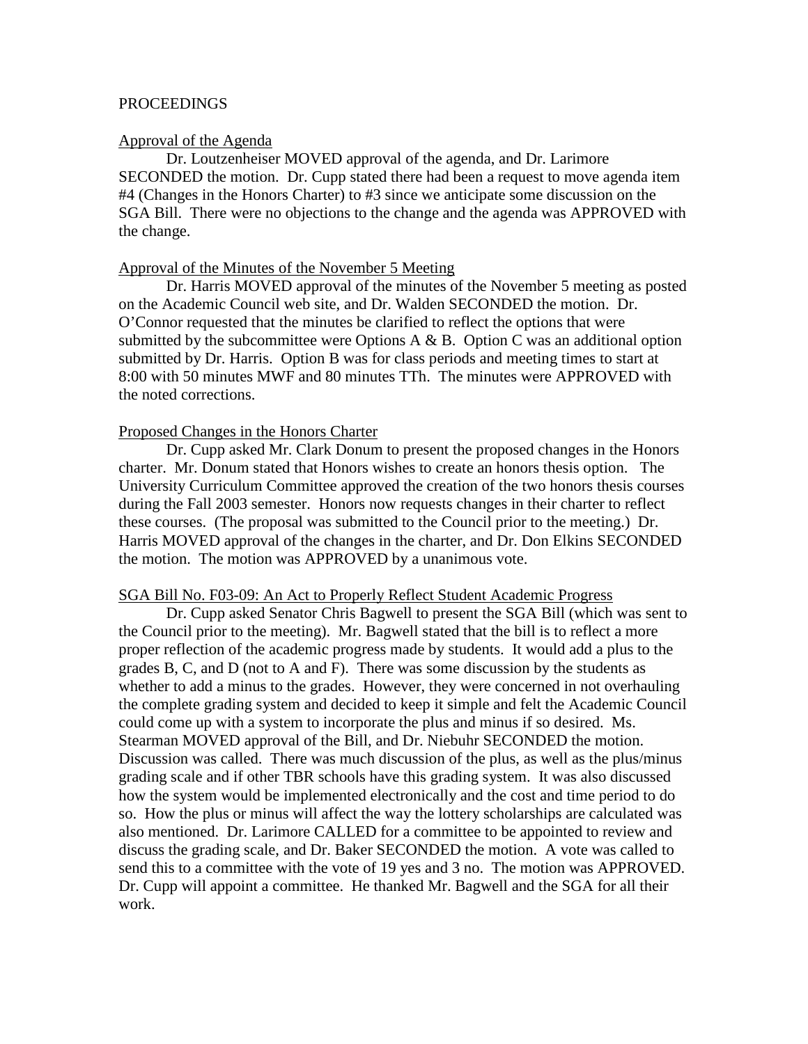PROCEEDINGS

Approval of the Agenda

Dr. Loutzenheiser MOVED approval of the agenda, and Dr. Larimore SECONDED the motion. Dr. Cupp stated there had been a request to move agenda item #4 (Changes in the Honors Charter) to #3 since we anticipate some discussion on the SGA Bill. There were no objections to the change and the agenda was APPROVED with the change.

Approval of the Minutes of the November 5 Meeting

Dr. Harris MOVED approval of the minutes of the November 5 meeting as posted on the Academic Council web site, and Dr. Walden SECONDED the motion. Dr. O'Connor requested that the minutes be clarified to reflect the options that were submitted by the subcommittee were Options A & B. Option C was an additional option submitted by Dr. Harris. Option B was for class periods and meeting times to start at 8:00 with 50 minutes MWF and 80 minutes TTh. The minutes were APPROVED with the noted corrections.

Proposed Changes in the Honors Charter

Dr. Cupp asked Mr. Clark Donum to present the proposed changes in the Honors charter. Mr. Donum stated that Honors wishes to create an honors thesis option. The University Curriculum Committee approved the creation of the two honors thesis courses during the Fall 2003 semester. Honors now requests changes in their charter to reflect these courses. (The proposal was submitted to the Council prior to the meeting.) Dr. Harris MOVED approval of the changes in the charter, and Dr. Don Elkins SECONDED the motion. The motion was APPROVED by a unanimous vote.

SGA Bill No. F03-09: An Act to Properly Reflect Student Academic Progress

Dr. Cupp asked Senator Chris Bagwell to present the SGA Bill (which was sent to the Council prior to the meeting). Mr. Bagwell stated that the bill is to reflect a more proper reflection of the academic progress made by students. It would add a plus to the grades B, C, and D (not to A and F). There was some discussion by the students as whether to add a minus to the grades. However, they were concerned in not overhauling the complete grading system and decided to keep it simple and felt the Academic Council could come up with a system to incorporate the plus and minus if so desired. Ms. Stearman MOVED approval of the Bill, and Dr. Niebuhr SECONDED the motion. Discussion was called. There was much discussion of the plus, as well as the plus/minus grading scale and if other TBR schools have this grading system. It was also discussed how the system would be implemented electronically and the cost and time period to do so. How the plus or minus will affect the way the lottery scholarships are calculated was also mentioned. Dr. Larimore CALLED for a committee to be appointed to review and discuss the grading scale, and Dr. Baker SECONDED the motion. A vote was called to send this to a committee with the vote of 19 yes and 3 no. The motion was APPROVED. Dr. Cupp will appoint a committee. He thanked Mr. Bagwell and the SGA for all their work.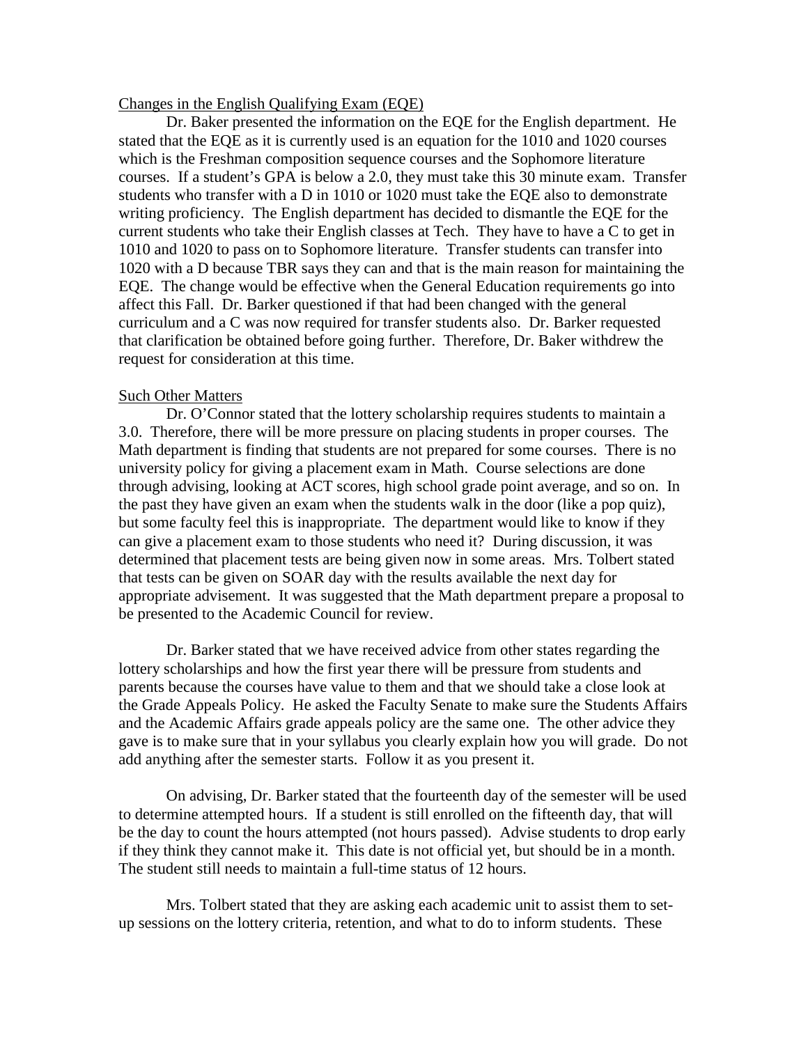Changes in the English Qualifying Exam (EQE)

Dr. Baker presented the information on the EQE for the English department. He stated that the EQE as it is currently used is an equation for the 1010 and 1020 courses which is the Freshman composition sequence courses and the Sophomore literature courses. If a student's GPA is below a 2.0, they must take this 30 minute exam. Transfer students who transfer with a D in 1010 or 1020 must take the EQE also to demonstrate writing proficiency. The English department has decided to dismantle the EQE for the current students who take their English classes at Tech. They have to have a C to get in 1010 and 1020 to pass on to Sophomore literature. Transfer students can transfer into 1020 with a D because TBR says they can and that is the main reason for maintaining the EQE. The change would be effective when the General Education requirements go into affect this Fall. Dr. Barker questioned if that had been changed with the general curriculum and a C was now required for transfer students also. Dr. Barker requested that clarification be obtained before going further. Therefore, Dr. Baker withdrew the request for consideration at this time.

Such Other Matters

Dr. O'Connor stated that the lottery scholarship requires students to maintain a 3.0. Therefore, there will be more pressure on placing students in proper courses. The Math department is finding that students are not prepared for some courses. There is no university policy for giving a placement exam in Math. Course selections are done through advising, looking at ACT scores, high school grade point average, and so on. In the past they have given an exam when the students walk in the door (like a pop quiz), but some faculty feel this is inappropriate. The department would like to know if they can give a placement exam to those students who need it? During discussion, it was determined that placement tests are being given now in some areas. Mrs. Tolbert stated that tests can be given on SOAR day with the results available the next day for appropriate advisement. It was suggested that the Math department prepare a proposal to be presented to the Academic Council for review.

Dr. Barker stated that we have received advice from other states regarding the lottery scholarships and how the first year there will be pressure from students and parents because the courses have value to them and that we should take a close look at the Grade Appeals Policy. He asked the Faculty Senate to make sure the Students Affairs and the Academic Affairs grade appeals policy are the same one. The other advice they gave is to make sure that in your syllabus you clearly explain how you will grade. Do not add anything after the semester starts. Follow it as you present it.

On advising, Dr. Barker stated that the fourteenth day of the semester will be used to determine attempted hours. If a student is still enrolled on the fifteenth day, that will be the day to count the hours attempted (not hours passed). Advise students to drop early if they think they cannot make it. This date is not official yet, but should be in a month. The student still needs to maintain a full-time status of 12 hours.

Mrs. Tolbert stated that they are asking each academic unit to assist them to set-up sessions on the lottery criteria, retention, and what to do to inform students. These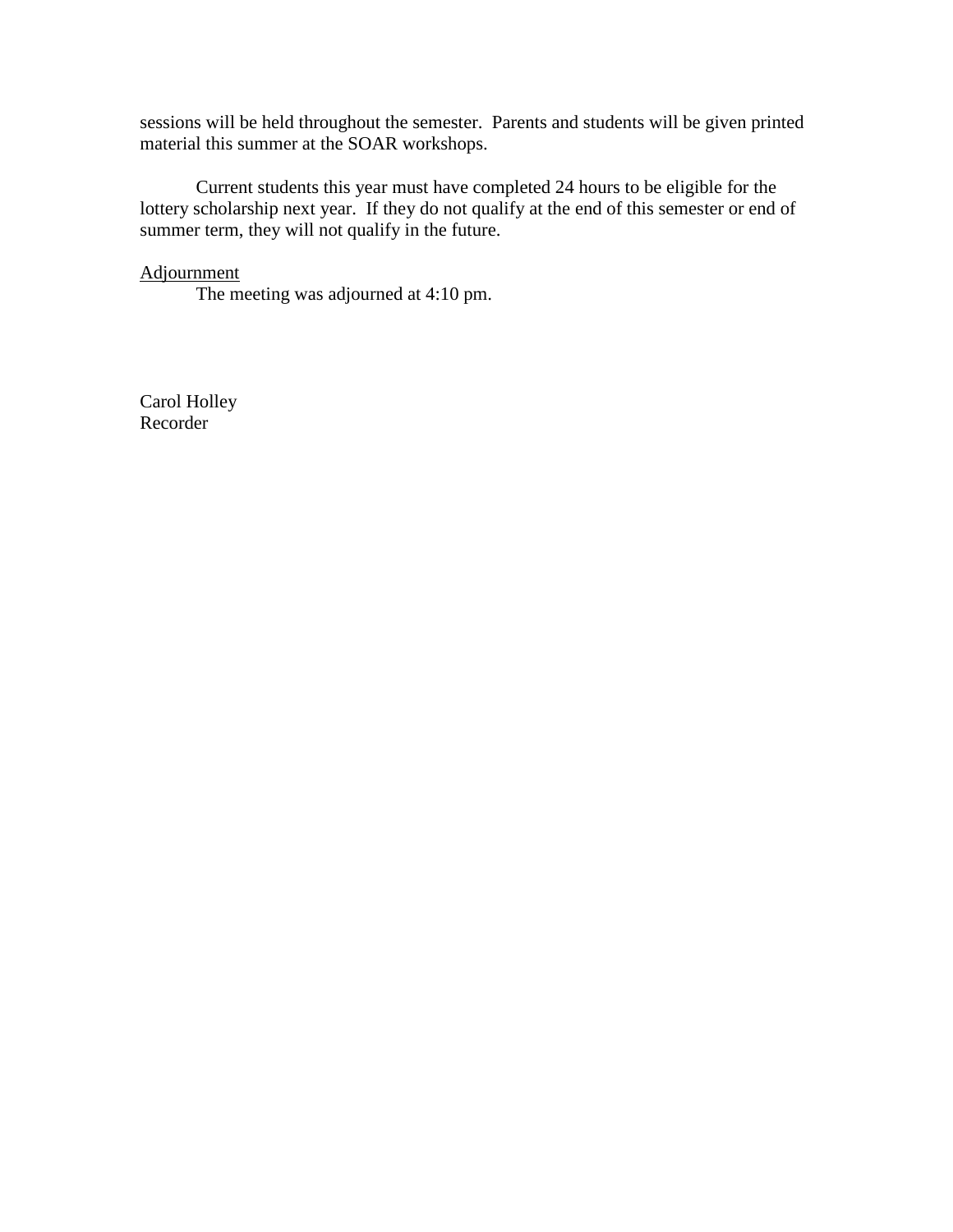sessions will be held throughout the semester. Parents and students will be given printed material this summer at the SOAR workshops.

Current students this year must have completed 24 hours to be eligible for the lottery scholarship next year. If they do not qualify at the end of this semester or end of summer term, they will not qualify in the future.

Adjournment

The meeting was adjourned at 4:10 pm.

Carol Holley
Recorder